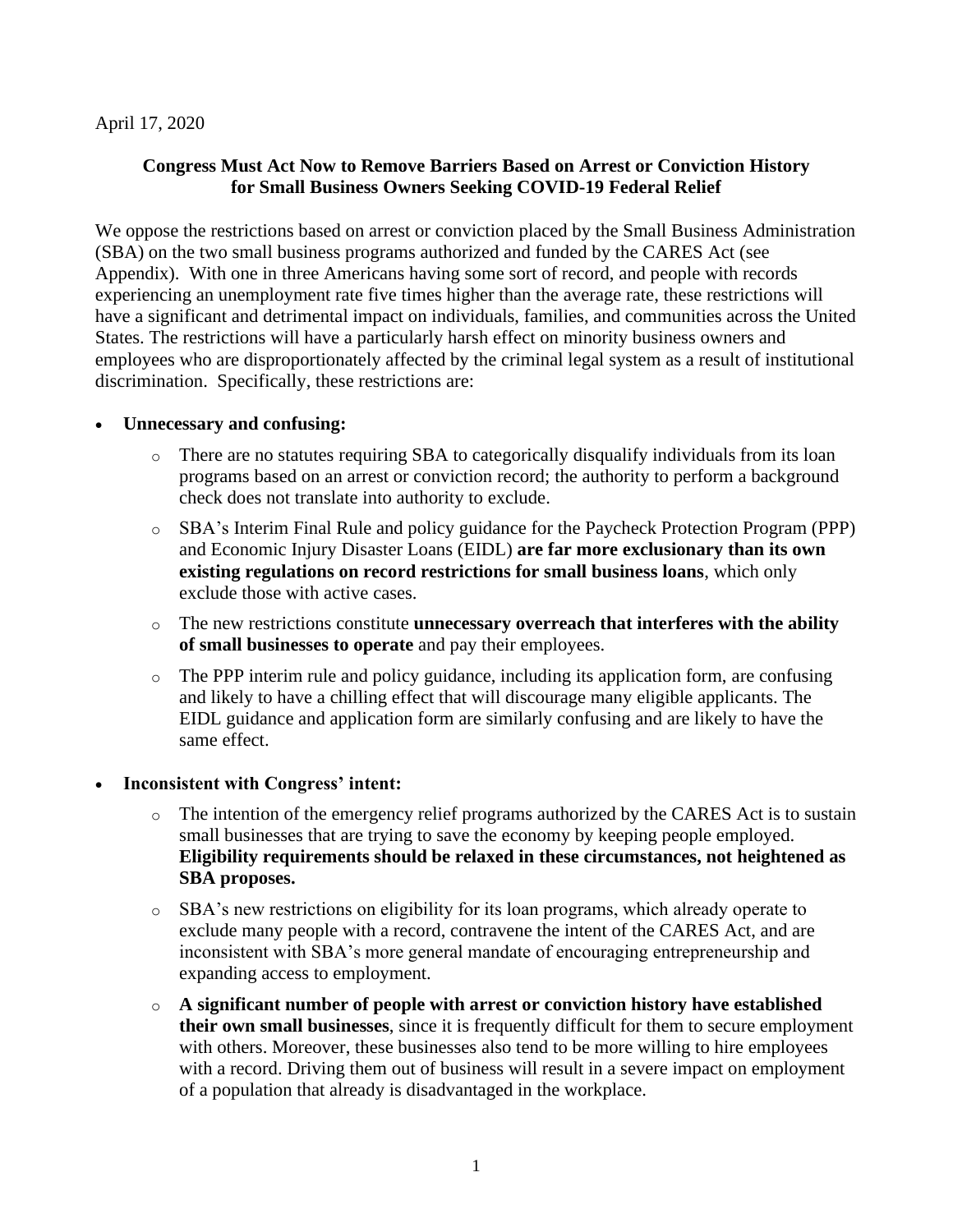April 17, 2020

**Congress Must Act Now to Remove Barriers Based on Arrest or Conviction History for Small Business Owners Seeking COVID-19 Federal Relief**

We oppose the restrictions based on arrest or conviction placed by the Small Business Administration (SBA) on the two small business programs authorized and funded by the CARES Act (see Appendix). With one in three Americans having some sort of record, and people with records experiencing an unemployment rate five times higher than the average rate, these restrictions will have a significant and detrimental impact on individuals, families, and communities across the United States. The restrictions will have a particularly harsh effect on minority business owners and employees who are disproportionately affected by the criminal legal system as a result of institutional discrimination. Specifically, these restrictions are:

- **Unnecessary and confusing:**
  - There are no statutes requiring SBA to categorically disqualify individuals from its loan programs based on an arrest or conviction record; the authority to perform a background check does not translate into authority to exclude.
  - SBA's Interim Final Rule and policy guidance for the Paycheck Protection Program (PPP) and Economic Injury Disaster Loans (EIDL) **are far more exclusionary than its own existing regulations on record restrictions for small business loans**, which only exclude those with active cases.
  - The new restrictions constitute **unnecessary overreach that interferes with the ability of small businesses to operate** and pay their employees.
  - The PPP interim rule and policy guidance, including its application form, are confusing and likely to have a chilling effect that will discourage many eligible applicants. The EIDL guidance and application form are similarly confusing and are likely to have the same effect.

- **Inconsistent with Congress' intent:**
  - The intention of the emergency relief programs authorized by the CARES Act is to sustain small businesses that are trying to save the economy by keeping people employed. **Eligibility requirements should be relaxed in these circumstances, not heightened as SBA proposes.**
  - SBA's new restrictions on eligibility for its loan programs, which already operate to exclude many people with a record, contravene the intent of the CARES Act, and are inconsistent with SBA's more general mandate of encouraging entrepreneurship and expanding access to employment.
  - **A significant number of people with arrest or conviction history have established their own small businesses**, since it is frequently difficult for them to secure employment with others. Moreover, these businesses also tend to be more willing to hire employees with a record. Driving them out of business will result in a severe impact on employment of a population that already is disadvantaged in the workplace.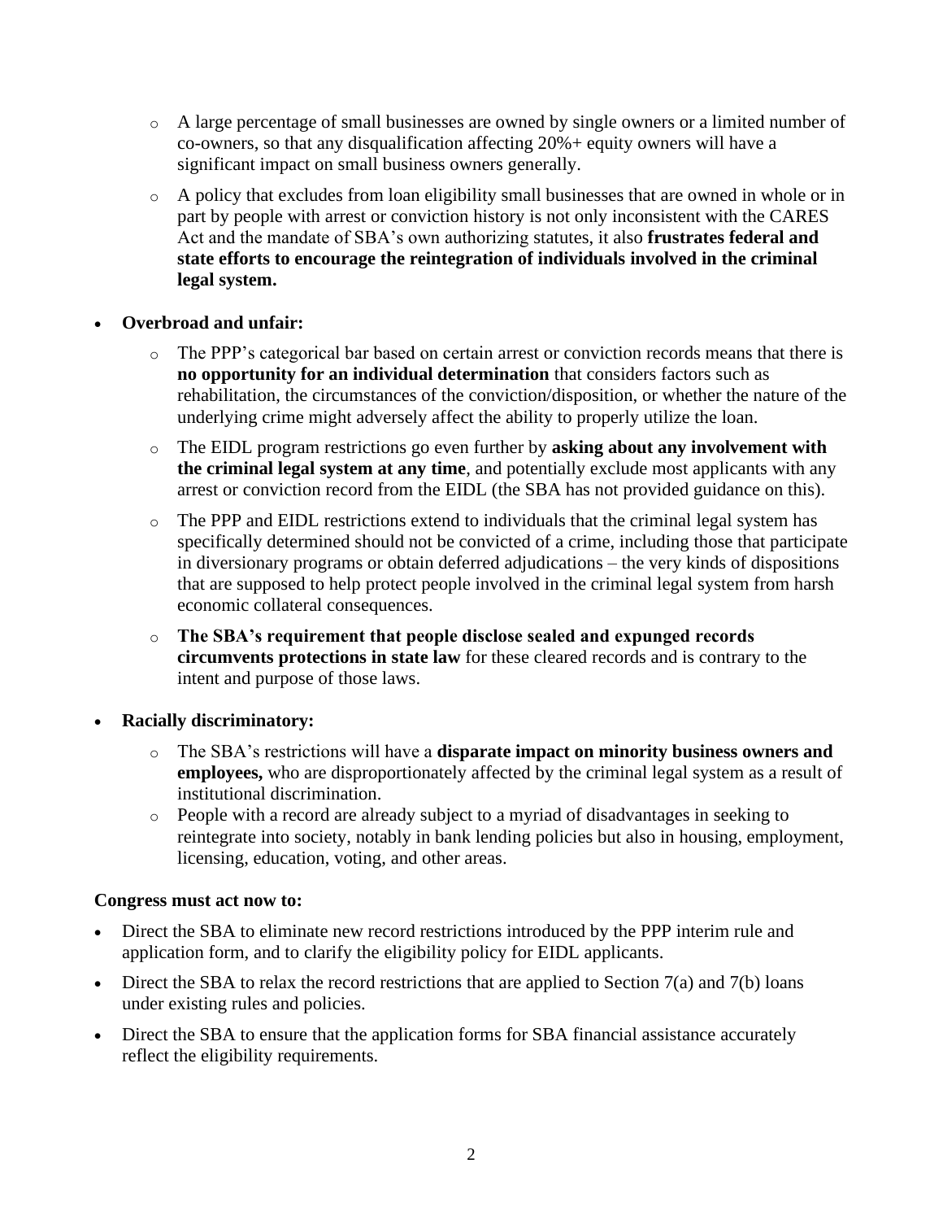- A large percentage of small businesses are owned by single owners or a limited number of co-owners, so that any disqualification affecting 20%+ equity owners will have a significant impact on small business owners generally.
  - A policy that excludes from loan eligibility small businesses that are owned in whole or in part by people with arrest or conviction history is not only inconsistent with the CARES Act and the mandate of SBA's own authorizing statutes, it also **frustrates federal and state efforts to encourage the reintegration of individuals involved in the criminal legal system.**

- **Overbroad and unfair:**
  - The PPP's categorical bar based on certain arrest or conviction records means that there is **no opportunity for an individual determination** that considers factors such as rehabilitation, the circumstances of the conviction/disposition, or whether the nature of the underlying crime might adversely affect the ability to properly utilize the loan.
  - The EIDL program restrictions go even further by **asking about any involvement with the criminal legal system at any time**, and potentially exclude most applicants with any arrest or conviction record from the EIDL (the SBA has not provided guidance on this).
  - The PPP and EIDL restrictions extend to individuals that the criminal legal system has specifically determined should not be convicted of a crime, including those that participate in diversionary programs or obtain deferred adjudications – the very kinds of dispositions that are supposed to help protect people involved in the criminal legal system from harsh economic collateral consequences.
  - **The SBA's requirement that people disclose sealed and expunged records circumvents protections in state law** for these cleared records and is contrary to the intent and purpose of those laws.

- **Racially discriminatory:**
  - The SBA's restrictions will have a **disparate impact on minority business owners and employees,** who are disproportionately affected by the criminal legal system as a result of institutional discrimination.
  - People with a record are already subject to a myriad of disadvantages in seeking to reintegrate into society, notably in bank lending policies but also in housing, employment, licensing, education, voting, and other areas.

**Congress must act now to:**

- Direct the SBA to eliminate new record restrictions introduced by the PPP interim rule and application form, and to clarify the eligibility policy for EIDL applicants.
- Direct the SBA to relax the record restrictions that are applied to Section 7(a) and 7(b) loans under existing rules and policies.
- Direct the SBA to ensure that the application forms for SBA financial assistance accurately reflect the eligibility requirements.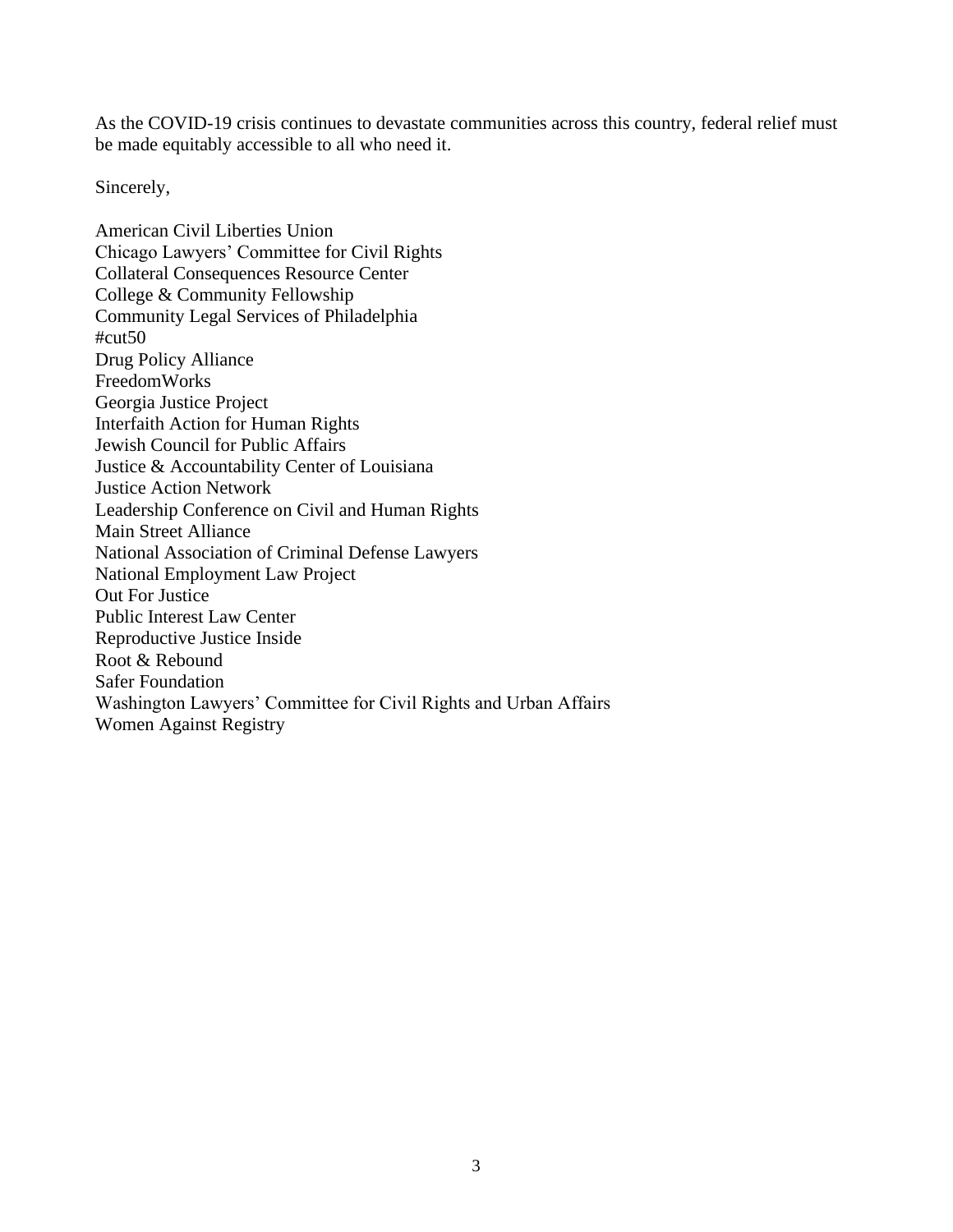As the COVID-19 crisis continues to devastate communities across this country, federal relief must be made equitably accessible to all who need it.

Sincerely,

American Civil Liberties Union
Chicago Lawyers' Committee for Civil Rights
Collateral Consequences Resource Center
College & Community Fellowship
Community Legal Services of Philadelphia
#cut50
Drug Policy Alliance
FreedomWorks
Georgia Justice Project
Interfaith Action for Human Rights
Jewish Council for Public Affairs
Justice & Accountability Center of Louisiana
Justice Action Network
Leadership Conference on Civil and Human Rights
Main Street Alliance
National Association of Criminal Defense Lawyers
National Employment Law Project
Out For Justice
Public Interest Law Center
Reproductive Justice Inside
Root & Rebound
Safer Foundation
Washington Lawyers' Committee for Civil Rights and Urban Affairs
Women Against Registry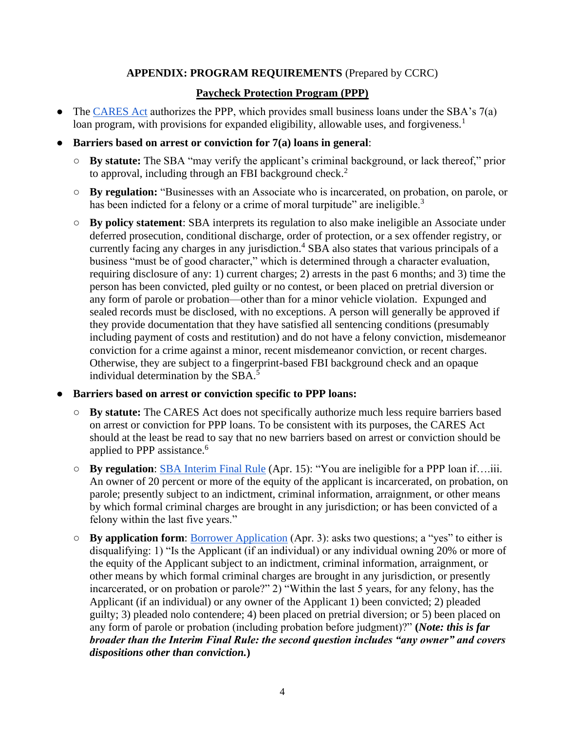**APPENDIX: PROGRAM REQUIREMENTS** (Prepared by CCRC)

**Paycheck Protection Program (PPP)**

- The CARES Act authorizes the PPP, which provides small business loans under the SBA's 7(a) loan program, with provisions for expanded eligibility, allowable uses, and forgiveness.[1]
- **Barriers based on arrest or conviction for 7(a) loans in general**:
  - **By statute:** The SBA "may verify the applicant's criminal background, or lack thereof," prior to approval, including through an FBI background check.[2]
  - **By regulation:** "Businesses with an Associate who is incarcerated, on probation, on parole, or has been indicted for a felony or a crime of moral turpitude" are ineligible.[3]
  - **By policy statement**: SBA interprets its regulation to also make ineligible an Associate under deferred prosecution, conditional discharge, order of protection, or a sex offender registry, or currently facing any charges in any jurisdiction.[4] SBA also states that various principals of a business "must be of good character," which is determined through a character evaluation, requiring disclosure of any: 1) current charges; 2) arrests in the past 6 months; and 3) time the person has been convicted, pled guilty or no contest, or been placed on pretrial diversion or any form of parole or probation—other than for a minor vehicle violation. Expunged and sealed records must be disclosed, with no exceptions. A person will generally be approved if they provide documentation that they have satisfied all sentencing conditions (presumably including payment of costs and restitution) and do not have a felony conviction, misdemeanor conviction for a crime against a minor, recent misdemeanor conviction, or recent charges. Otherwise, they are subject to a fingerprint-based FBI background check and an opaque individual determination by the SBA.[5]
- **Barriers based on arrest or conviction specific to PPP loans:**
  - **By statute:** The CARES Act does not specifically authorize much less require barriers based on arrest or conviction for PPP loans. To be consistent with its purposes, the CARES Act should at the least be read to say that no new barriers based on arrest or conviction should be applied to PPP assistance.[6]
  - **By regulation**: SBA Interim Final Rule (Apr. 15): "You are ineligible for a PPP loan if….iii. An owner of 20 percent or more of the equity of the applicant is incarcerated, on probation, on parole; presently subject to an indictment, criminal information, arraignment, or other means by which formal criminal charges are brought in any jurisdiction; or has been convicted of a felony within the last five years."
  - **By application form**: Borrower Application (Apr. 3): asks two questions; a "yes" to either is disqualifying: 1) "Is the Applicant (if an individual) or any individual owning 20% or more of the equity of the Applicant subject to an indictment, criminal information, arraignment, or other means by which formal criminal charges are brought in any jurisdiction, or presently incarcerated, or on probation or parole?" 2) "Within the last 5 years, for any felony, has the Applicant (if an individual) or any owner of the Applicant 1) been convicted; 2) pleaded guilty; 3) pleaded nolo contendere; 4) been placed on pretrial diversion; or 5) been placed on any form of parole or probation (including probation before judgment)?" **(*Note: this is far broader than the Interim Final Rule: the second question includes "any owner" and covers dispositions other than conviction.*)**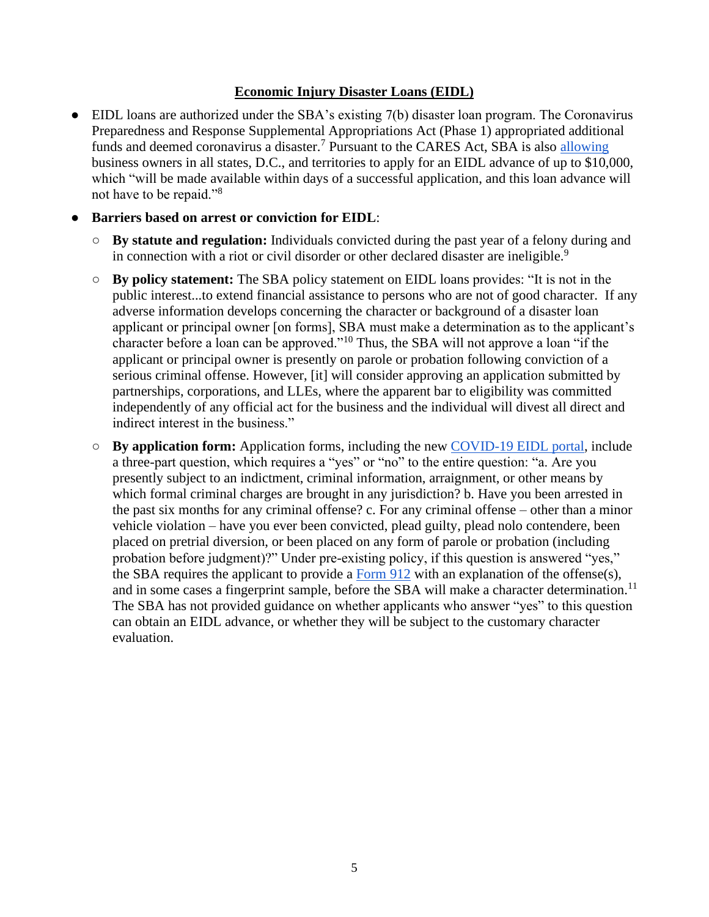## Economic Injury Disaster Loans (EIDL)

- EIDL loans are authorized under the SBA's existing 7(b) disaster loan program. The Coronavirus Preparedness and Response Supplemental Appropriations Act (Phase 1) appropriated additional funds and deemed coronavirus a disaster.[7] Pursuant to the CARES Act, SBA is also allowing business owners in all states, D.C., and territories to apply for an EIDL advance of up to $10,000, which "will be made available within days of a successful application, and this loan advance will not have to be repaid."[8]
- **Barriers based on arrest or conviction for EIDL**:
  - **By statute and regulation:** Individuals convicted during the past year of a felony during and in connection with a riot or civil disorder or other declared disaster are ineligible.[9]
  - **By policy statement:** The SBA policy statement on EIDL loans provides: "It is not in the public interest...to extend financial assistance to persons who are not of good character. If any adverse information develops concerning the character or background of a disaster loan applicant or principal owner [on forms], SBA must make a determination as to the applicant's character before a loan can be approved."[10] Thus, the SBA will not approve a loan "if the applicant or principal owner is presently on parole or probation following conviction of a serious criminal offense. However, [it] will consider approving an application submitted by partnerships, corporations, and LLEs, where the apparent bar to eligibility was committed independently of any official act for the business and the individual will divest all direct and indirect interest in the business."
  - **By application form:** Application forms, including the new COVID-19 EIDL portal, include a three-part question, which requires a "yes" or "no" to the entire question: "a. Are you presently subject to an indictment, criminal information, arraignment, or other means by which formal criminal charges are brought in any jurisdiction? b. Have you been arrested in the past six months for any criminal offense? c. For any criminal offense – other than a minor vehicle violation – have you ever been convicted, plead guilty, plead nolo contendere, been placed on pretrial diversion, or been placed on any form of parole or probation (including probation before judgment)?" Under pre-existing policy, if this question is answered "yes," the SBA requires the applicant to provide a Form 912 with an explanation of the offense(s), and in some cases a fingerprint sample, before the SBA will make a character determination.[11] The SBA has not provided guidance on whether applicants who answer "yes" to this question can obtain an EIDL advance, or whether they will be subject to the customary character evaluation.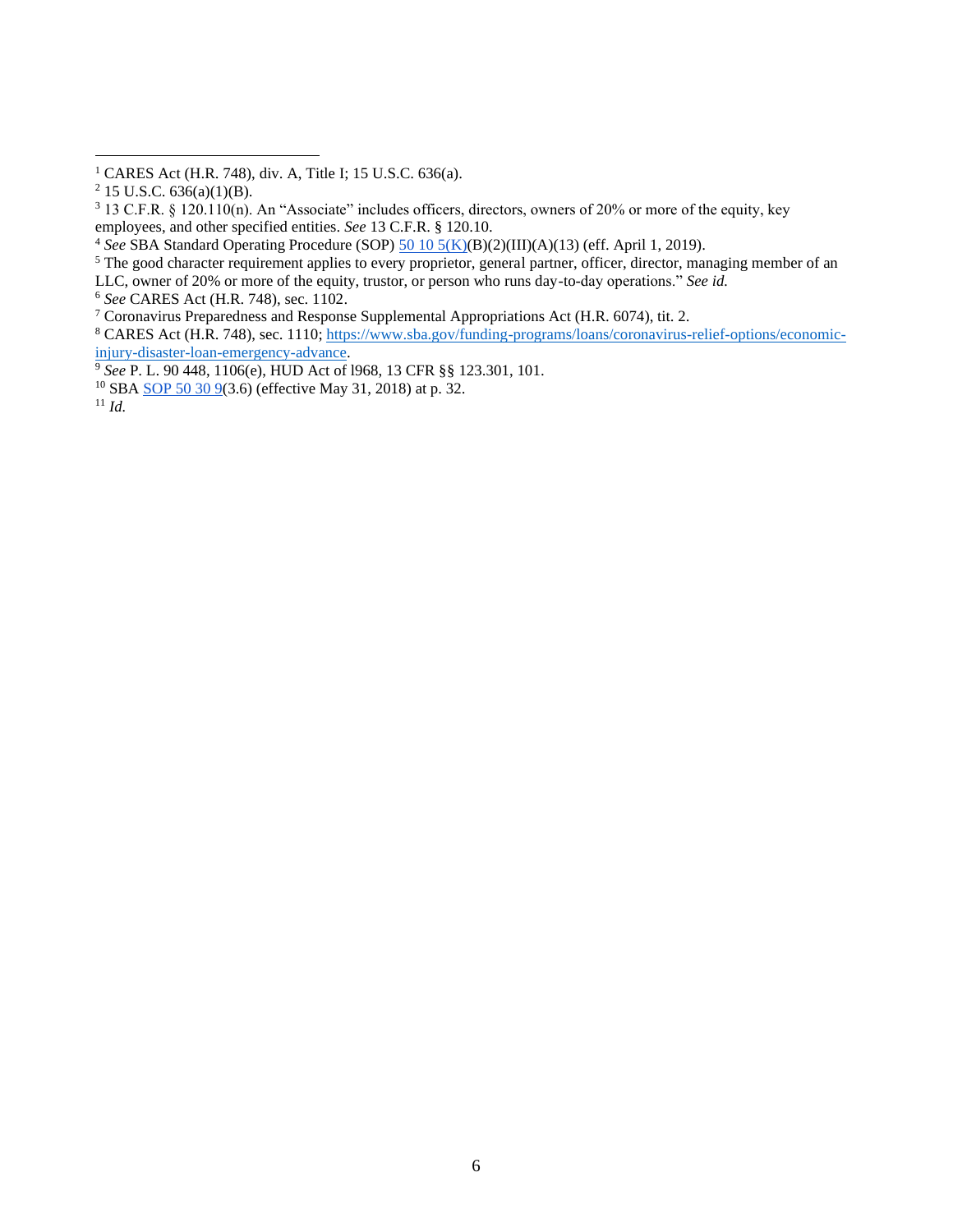[1] CARES Act (H.R. 748), div. A, Title I; 15 U.S.C. 636(a).

[2] 15 U.S.C. 636(a)(1)(B).

[3] 13 C.F.R. § 120.110(n). An "Associate" includes officers, directors, owners of 20% or more of the equity, key employees, and other specified entities. *See* 13 C.F.R. § 120.10.

[4] *See* SBA Standard Operating Procedure (SOP) [50 10 5(K)](B)(2)(III)(A)(13) (eff. April 1, 2019).

[5] The good character requirement applies to every proprietor, general partner, officer, director, managing member of an LLC, owner of 20% or more of the equity, trustor, or person who runs day-to-day operations." *See id.*

[6] *See* CARES Act (H.R. 748), sec. 1102.

[7] Coronavirus Preparedness and Response Supplemental Appropriations Act (H.R. 6074), tit. 2.

[8] CARES Act (H.R. 748), sec. 1110; https://www.sba.gov/funding-programs/loans/coronavirus-relief-options/economic-injury-disaster-loan-emergency-advance.

[9] *See* P. L. 90 448, 1106(e), HUD Act of l968, 13 CFR §§ 123.301, 101.

[10] SBA [SOP 50 30 9](3.6) (effective May 31, 2018) at p. 32.

[11] *Id.*